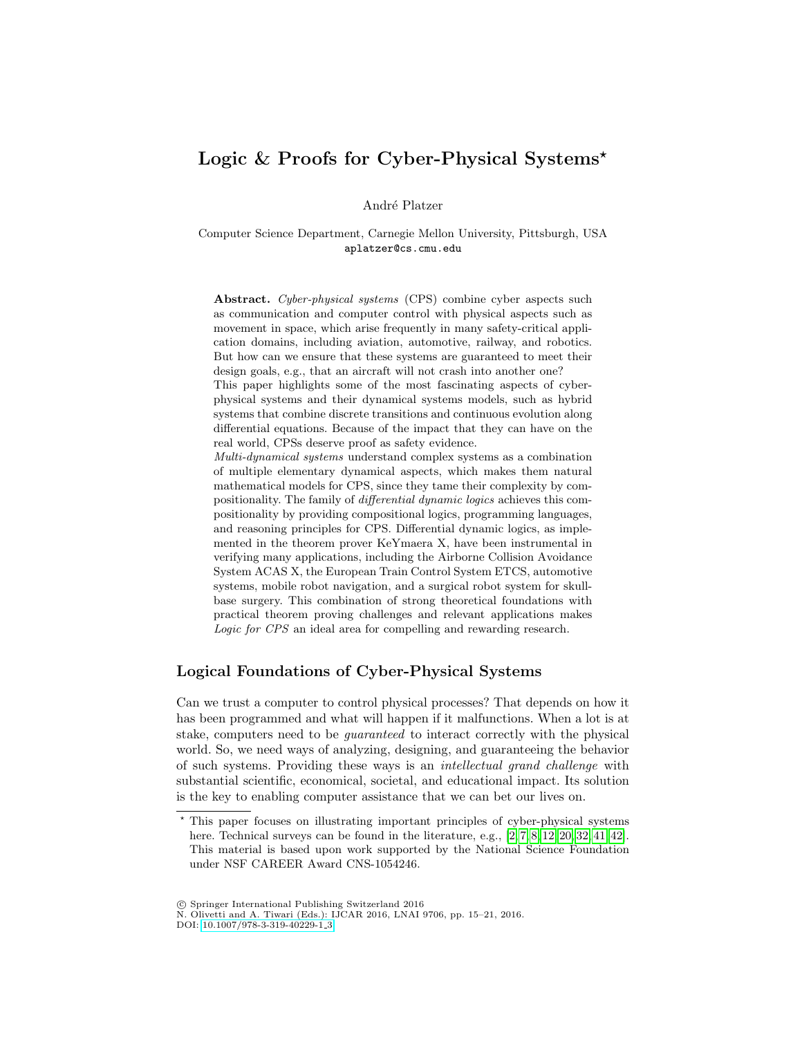# Logic & Proofs for Cyber-Physical Systems*

André Platzer

Computer Science Department, Carnegie Mellon University, Pittsburgh, USA
aplatzer@cs.cmu.edu

**Abstract.** *Cyber-physical systems* (CPS) combine cyber aspects such as communication and computer control with physical aspects such as movement in space, which arise frequently in many safety-critical application domains, including aviation, automotive, railway, and robotics. But how can we ensure that these systems are guaranteed to meet their design goals, e.g., that an aircraft will not crash into another one?
This paper highlights some of the most fascinating aspects of cyber-physical systems and their dynamical systems models, such as hybrid systems that combine discrete transitions and continuous evolution along differential equations. Because of the impact that they can have on the real world, CPSs deserve proof as safety evidence.
*Multi-dynamical systems* understand complex systems as a combination of multiple elementary dynamical aspects, which makes them natural mathematical models for CPS, since they tame their complexity by compositionality. The family of *differential dynamic logics* achieves this compositionality by providing compositional logics, programming languages, and reasoning principles for CPS. Differential dynamic logics, as implemented in the theorem prover KeYmaera X, have been instrumental in verifying many applications, including the Airborne Collision Avoidance System ACAS X, the European Train Control System ETCS, automotive systems, mobile robot navigation, and a surgical robot system for skull-base surgery. This combination of strong theoretical foundations with practical theorem proving challenges and relevant applications makes *Logic for CPS* an ideal area for compelling and rewarding research.

## Logical Foundations of Cyber-Physical Systems

Can we trust a computer to control physical processes? That depends on how it has been programmed and what will happen if it malfunctions. When a lot is at stake, computers need to be *guaranteed* to interact correctly with the physical world. So, we need ways of analyzing, designing, and guaranteeing the behavior of such systems. Providing these ways is an *intellectual grand challenge* with substantial scientific, economical, societal, and educational impact. Its solution is the key to enabling computer assistance that we can bet our lives on.

* This paper focuses on illustrating important principles of cyber-physical systems here. Technical surveys can be found in the literature, e.g., [2,7,8,12,20,32,41,42]. This material is based upon work supported by the National Science Foundation under NSF CAREER Award CNS-1054246.

© Springer International Publishing Switzerland 2016
N. Olivetti and A. Tiwari (Eds.): IJCAR 2016, LNAI 9706, pp. 15–21, 2016.
DOI: 10.1007/978-3-319-40229-1_3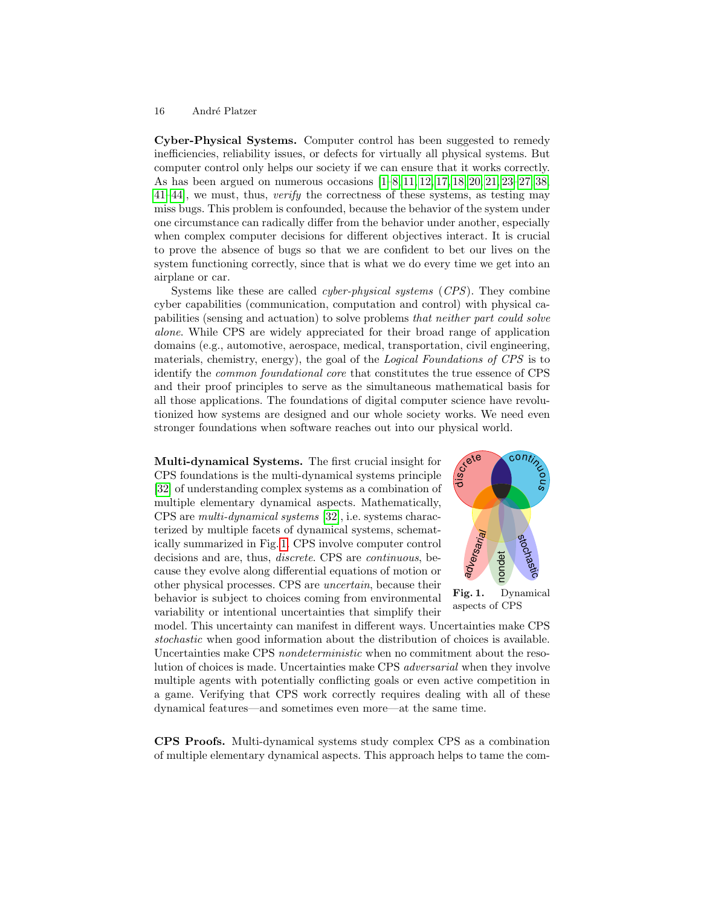**Cyber-Physical Systems.** Computer control has been suggested to remedy inefficiencies, reliability issues, or defects for virtually all physical systems. But computer control only helps our society if we can ensure that it works correctly. As has been argued on numerous occasions [1–8, 11, 12, 17, 18, 20, 21, 23–27, 38, 41–44], we must, thus, *verify* the correctness of these systems, as testing may miss bugs. This problem is confounded, because the behavior of the system under one circumstance can radically differ from the behavior under another, especially when complex computer decisions for different objectives interact. It is crucial to prove the absence of bugs so that we are confident to bet our lives on the system functioning correctly, since that is what we do every time we get into an airplane or car.

Systems like these are called *cyber-physical systems* (*CPS*). They combine cyber capabilities (communication, computation and control) with physical capabilities (sensing and actuation) to solve problems *that neither part could solve alone*. While CPS are widely appreciated for their broad range of application domains (e.g., automotive, aerospace, medical, transportation, civil engineering, materials, chemistry, energy), the goal of the *Logical Foundations of CPS* is to identify the *common foundational core* that constitutes the true essence of CPS and their proof principles to serve as the simultaneous mathematical basis for all those applications. The foundations of digital computer science have revolutionized how systems are designed and our whole society works. We need even stronger foundations when software reaches out into our physical world.

**Multi-dynamical Systems.** The first crucial insight for CPS foundations is the multi-dynamical systems principle [32] of understanding complex systems as a combination of multiple elementary dynamical aspects. Mathematically, CPS are *multi-dynamical systems* [32], i.e. systems characterized by multiple facets of dynamical systems, schematically summarized in Fig. 1. CPS involve computer control decisions and are, thus, *discrete*. CPS are *continuous*, because they evolve along differential equations of motion or other physical processes. CPS are *uncertain*, because their behavior is subject to choices coming from environmental variability or intentional uncertainties that simplify their model. This uncertainty can manifest in different ways. Uncertainties make CPS *stochastic* when good information about the distribution of choices is available. Uncertainties make CPS *nondeterministic* when no commitment about the resolution of choices is made. Uncertainties make CPS *adversarial* when they involve multiple agents with potentially conflicting goals or even active competition in a game. Verifying that CPS work correctly requires dealing with all of these dynamical features—and sometimes even more—at the same time.

discrete
continuous
adversarial
nondet
stochastic

**Fig. 1.** Dynamical aspects of CPS

**CPS Proofs.** Multi-dynamical systems study complex CPS as a combination of multiple elementary dynamical aspects. This approach helps to tame the com-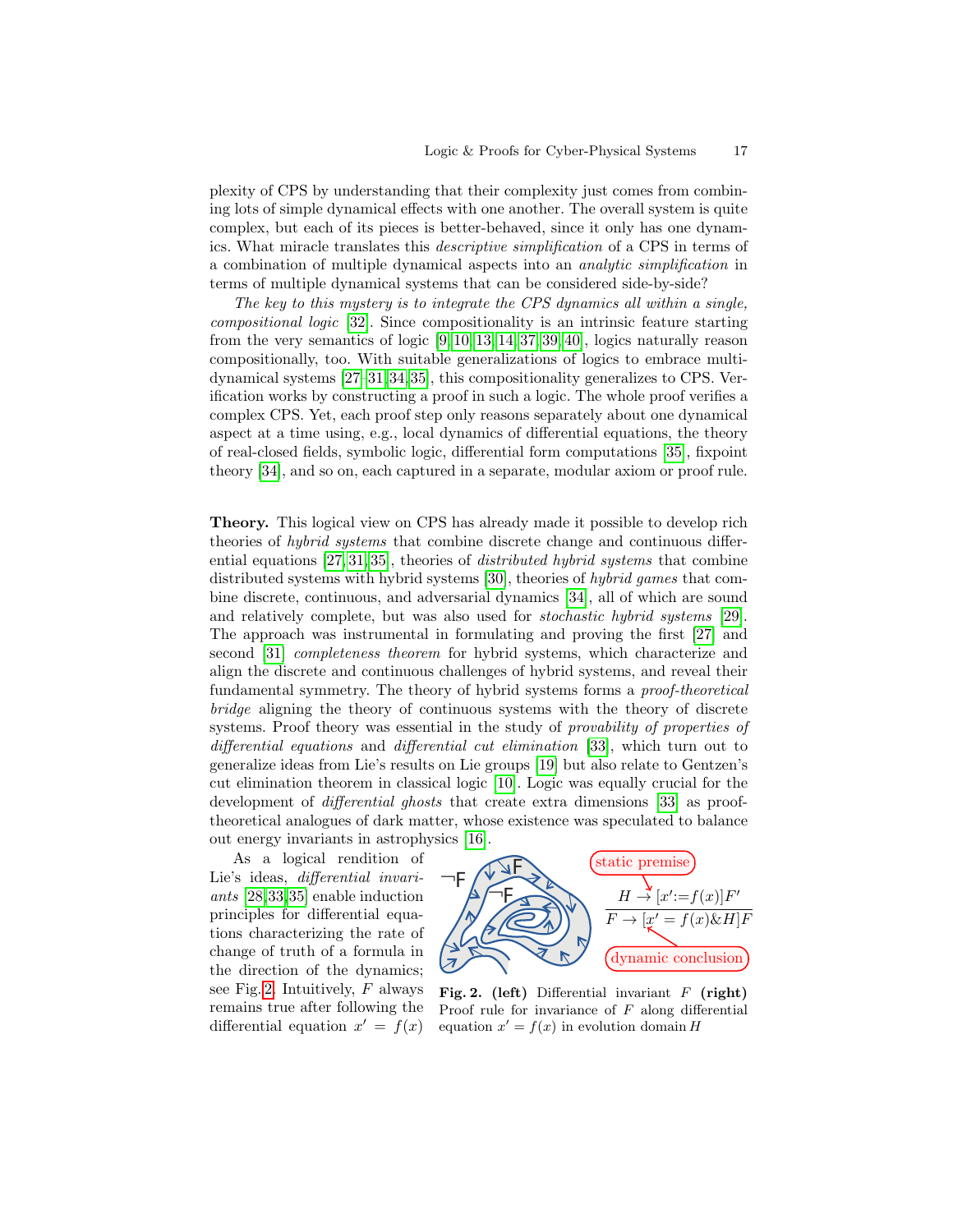plexity of CPS by understanding that their complexity just comes from combining lots of simple dynamical effects with one another. The overall system is quite complex, but each of its pieces is better-behaved, since it only has one dynamics. What miracle translates this *descriptive simplification* of a CPS in terms of a combination of multiple dynamical aspects into an *analytic simplification* in terms of multiple dynamical systems that can be considered side-by-side?

*The key to this mystery is to integrate the CPS dynamics all within a single, compositional logic* [32]. Since compositionality is an intrinsic feature starting from the very semantics of logic [9,10,13,14,37,39,40], logics naturally reason compositionally, too. With suitable generalizations of logics to embrace multi-dynamical systems [27,31,34,35], this compositionality generalizes to CPS. Verification works by constructing a proof in such a logic. The whole proof verifies a complex CPS. Yet, each proof step only reasons separately about one dynamical aspect at a time using, e.g., local dynamics of differential equations, the theory of real-closed fields, symbolic logic, differential form computations [35], fixpoint theory [34], and so on, each captured in a separate, modular axiom or proof rule.

**Theory.** This logical view on CPS has already made it possible to develop rich theories of *hybrid systems* that combine discrete change and continuous differential equations [27,31,35], theories of *distributed hybrid systems* that combine distributed systems with hybrid systems [30], theories of *hybrid games* that combine discrete, continuous, and adversarial dynamics [34], all of which are sound and relatively complete, but was also used for *stochastic hybrid systems* [29]. The approach was instrumental in formulating and proving the first [27] and second [31] *completeness theorem* for hybrid systems, which characterize and align the discrete and continuous challenges of hybrid systems, and reveal their fundamental symmetry. The theory of hybrid systems forms a *proof-theoretical bridge* aligning the theory of continuous systems with the theory of discrete systems. Proof theory was essential in the study of *provability of properties of differential equations* and *differential cut elimination* [33], which turn out to generalize ideas from Lie's results on Lie groups [19] but also relate to Gentzen's cut elimination theorem in classical logic [10]. Logic was equally crucial for the development of *differential ghosts* that create extra dimensions [33] as proof-theoretical analogues of dark matter, whose existence was speculated to balance out energy invariants in astrophysics [16].

As a logical rendition of Lie's ideas, *differential invariants* [28,33,35] enable induction principles for differential equations characterizing the rate of change of truth of a formula in the direction of the dynamics; see Fig. 2. Intuitively, $F$ always remains true after following the differential equation $x' = f(x)$

static premise

$$\frac{H \to [x' := f(x)]F'}{F \to [x' = f(x) \& H]F}$$

dynamic conclusion

**Fig. 2. (left)** Differential invariant $F$ **(right)** Proof rule for invariance of $F$ along differential equation $x' = f(x)$ in evolution domain $H$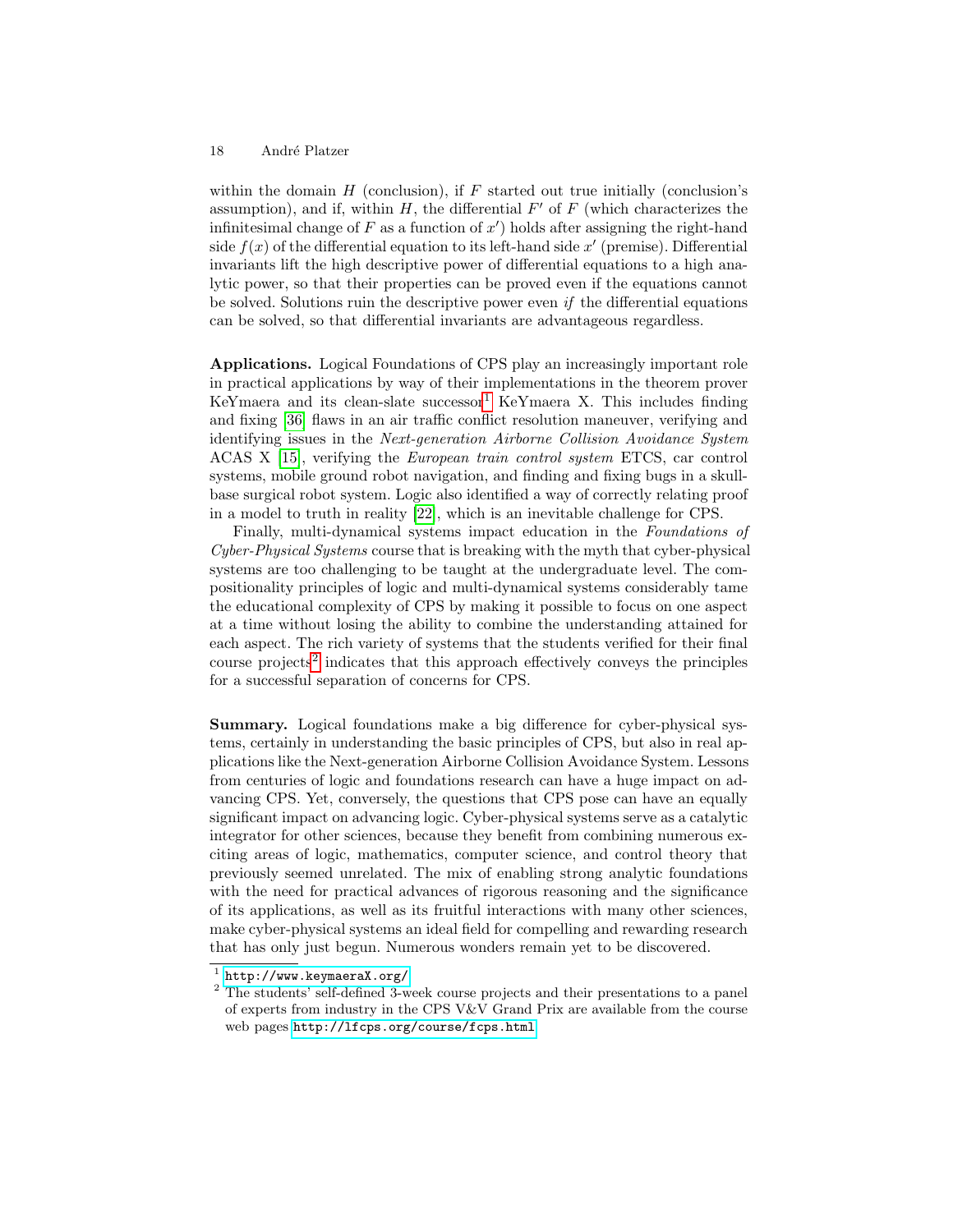within the domain $H$ (conclusion), if $F$ started out true initially (conclusion's assumption), and if, within $H$, the differential $F'$ of $F$ (which characterizes the infinitesimal change of $F$ as a function of $x'$) holds after assigning the right-hand side $f(x)$ of the differential equation to its left-hand side $x'$ (premise). Differential invariants lift the high descriptive power of differential equations to a high analytic power, so that their properties can be proved even if the equations cannot be solved. Solutions ruin the descriptive power even *if* the differential equations can be solved, so that differential invariants are advantageous regardless.

**Applications.** Logical Foundations of CPS play an increasingly important role in practical applications by way of their implementations in the theorem prover KeYmaera and its clean-slate successor[1] KeYmaera X. This includes finding and fixing [36] flaws in an air traffic conflict resolution maneuver, verifying and identifying issues in the *Next-generation Airborne Collision Avoidance System* ACAS X [15], verifying the *European train control system* ETCS, car control systems, mobile ground robot navigation, and finding and fixing bugs in a skull-base surgical robot system. Logic also identified a way of correctly relating proof in a model to truth in reality [22], which is an inevitable challenge for CPS.

Finally, multi-dynamical systems impact education in the *Foundations of Cyber-Physical Systems* course that is breaking with the myth that cyber-physical systems are too challenging to be taught at the undergraduate level. The compositionality principles of logic and multi-dynamical systems considerably tame the educational complexity of CPS by making it possible to focus on one aspect at a time without losing the ability to combine the understanding attained for each aspect. The rich variety of systems that the students verified for their final course projects[2] indicates that this approach effectively conveys the principles for a successful separation of concerns for CPS.

**Summary.** Logical foundations make a big difference for cyber-physical systems, certainly in understanding the basic principles of CPS, but also in real applications like the Next-generation Airborne Collision Avoidance System. Lessons from centuries of logic and foundations research can have a huge impact on advancing CPS. Yet, conversely, the questions that CPS pose can have an equally significant impact on advancing logic. Cyber-physical systems serve as a catalytic integrator for other sciences, because they benefit from combining numerous exciting areas of logic, mathematics, computer science, and control theory that previously seemed unrelated. The mix of enabling strong analytic foundations with the need for practical advances of rigorous reasoning and the significance of its applications, as well as its fruitful interactions with many other sciences, make cyber-physical systems an ideal field for compelling and rewarding research that has only just begun. Numerous wonders remain yet to be discovered.

---

[1] `http://www.keymaeraX.org/`

[2] The students' self-defined 3-week course projects and their presentations to a panel of experts from industry in the CPS V&V Grand Prix are available from the course web pages `http://lfcps.org/course/fcps.html`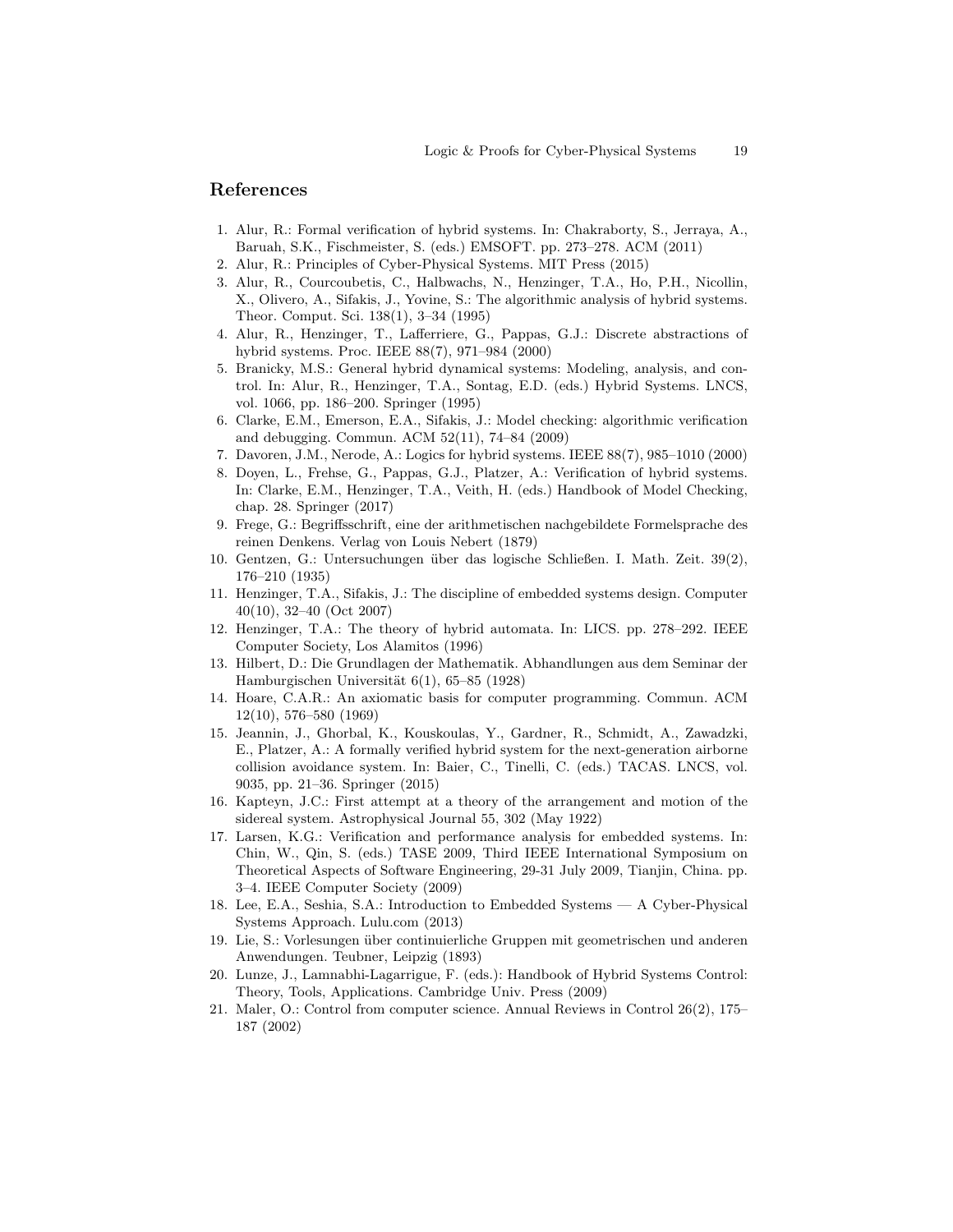## References

1. Alur, R.: Formal verification of hybrid systems. In: Chakraborty, S., Jerraya, A., Baruah, S.K., Fischmeister, S. (eds.) EMSOFT. pp. 273–278. ACM (2011)
2. Alur, R.: Principles of Cyber-Physical Systems. MIT Press (2015)
3. Alur, R., Courcoubetis, C., Halbwachs, N., Henzinger, T.A., Ho, P.H., Nicollin, X., Olivero, A., Sifakis, J., Yovine, S.: The algorithmic analysis of hybrid systems. Theor. Comput. Sci. 138(1), 3–34 (1995)
4. Alur, R., Henzinger, T., Lafferriere, G., Pappas, G.J.: Discrete abstractions of hybrid systems. Proc. IEEE 88(7), 971–984 (2000)
5. Branicky, M.S.: General hybrid dynamical systems: Modeling, analysis, and control. In: Alur, R., Henzinger, T.A., Sontag, E.D. (eds.) Hybrid Systems. LNCS, vol. 1066, pp. 186–200. Springer (1995)
6. Clarke, E.M., Emerson, E.A., Sifakis, J.: Model checking: algorithmic verification and debugging. Commun. ACM 52(11), 74–84 (2009)
7. Davoren, J.M., Nerode, A.: Logics for hybrid systems. IEEE 88(7), 985–1010 (2000)
8. Doyen, L., Frehse, G., Pappas, G.J., Platzer, A.: Verification of hybrid systems. In: Clarke, E.M., Henzinger, T.A., Veith, H. (eds.) Handbook of Model Checking, chap. 28. Springer (2017)
9. Frege, G.: Begriffsschrift, eine der arithmetischen nachgebildete Formelsprache des reinen Denkens. Verlag von Louis Nebert (1879)
10. Gentzen, G.: Untersuchungen über das logische Schließen. I. Math. Zeit. 39(2), 176–210 (1935)
11. Henzinger, T.A., Sifakis, J.: The discipline of embedded systems design. Computer 40(10), 32–40 (Oct 2007)
12. Henzinger, T.A.: The theory of hybrid automata. In: LICS. pp. 278–292. IEEE Computer Society, Los Alamitos (1996)
13. Hilbert, D.: Die Grundlagen der Mathematik. Abhandlungen aus dem Seminar der Hamburgischen Universität 6(1), 65–85 (1928)
14. Hoare, C.A.R.: An axiomatic basis for computer programming. Commun. ACM 12(10), 576–580 (1969)
15. Jeannin, J., Ghorbal, K., Kouskoulas, Y., Gardner, R., Schmidt, A., Zawadzki, E., Platzer, A.: A formally verified hybrid system for the next-generation airborne collision avoidance system. In: Baier, C., Tinelli, C. (eds.) TACAS. LNCS, vol. 9035, pp. 21–36. Springer (2015)
16. Kapteyn, J.C.: First attempt at a theory of the arrangement and motion of the sidereal system. Astrophysical Journal 55, 302 (May 1922)
17. Larsen, K.G.: Verification and performance analysis for embedded systems. In: Chin, W., Qin, S. (eds.) TASE 2009, Third IEEE International Symposium on Theoretical Aspects of Software Engineering, 29-31 July 2009, Tianjin, China. pp. 3–4. IEEE Computer Society (2009)
18. Lee, E.A., Seshia, S.A.: Introduction to Embedded Systems — A Cyber-Physical Systems Approach. Lulu.com (2013)
19. Lie, S.: Vorlesungen über continuierliche Gruppen mit geometrischen und anderen Anwendungen. Teubner, Leipzig (1893)
20. Lunze, J., Lamnabhi-Lagarrigue, F. (eds.): Handbook of Hybrid Systems Control: Theory, Tools, Applications. Cambridge Univ. Press (2009)
21. Maler, O.: Control from computer science. Annual Reviews in Control 26(2), 175–187 (2002)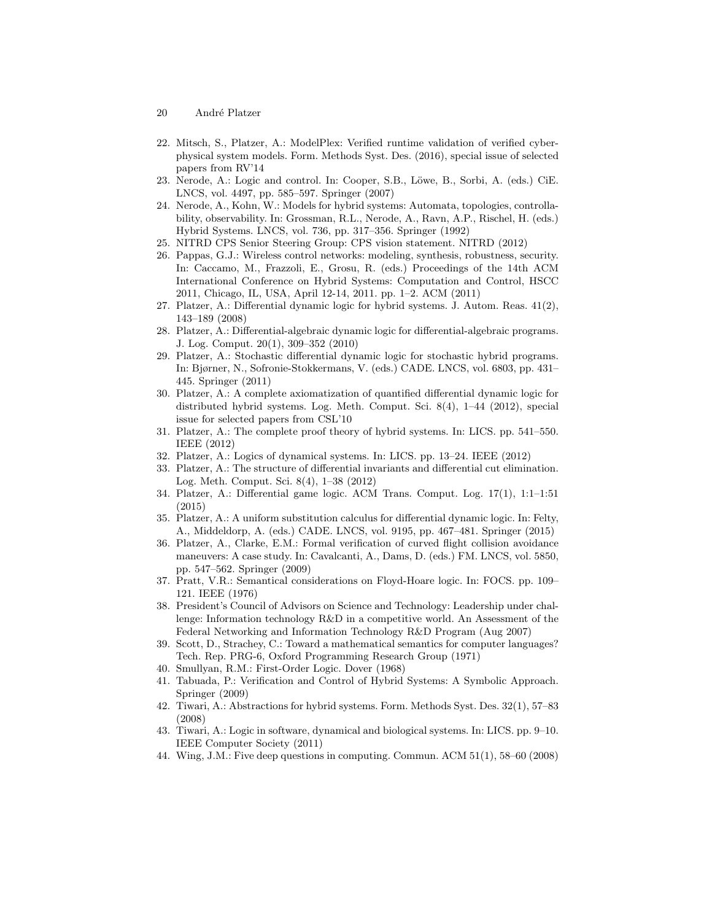22. Mitsch, S., Platzer, A.: ModelPlex: Verified runtime validation of verified cyber-physical system models. Form. Methods Syst. Des. (2016), special issue of selected papers from RV'14
23. Nerode, A.: Logic and control. In: Cooper, S.B., Löwe, B., Sorbi, A. (eds.) CiE. LNCS, vol. 4497, pp. 585–597. Springer (2007)
24. Nerode, A., Kohn, W.: Models for hybrid systems: Automata, topologies, controllability, observability. In: Grossman, R.L., Nerode, A., Ravn, A.P., Rischel, H. (eds.) Hybrid Systems. LNCS, vol. 736, pp. 317–356. Springer (1992)
25. NITRD CPS Senior Steering Group: CPS vision statement. NITRD (2012)
26. Pappas, G.J.: Wireless control networks: modeling, synthesis, robustness, security. In: Caccamo, M., Frazzoli, E., Grosu, R. (eds.) Proceedings of the 14th ACM International Conference on Hybrid Systems: Computation and Control, HSCC 2011, Chicago, IL, USA, April 12-14, 2011. pp. 1–2. ACM (2011)
27. Platzer, A.: Differential dynamic logic for hybrid systems. J. Autom. Reas. 41(2), 143–189 (2008)
28. Platzer, A.: Differential-algebraic dynamic logic for differential-algebraic programs. J. Log. Comput. 20(1), 309–352 (2010)
29. Platzer, A.: Stochastic differential dynamic logic for stochastic hybrid programs. In: Bjørner, N., Sofronie-Stokkermans, V. (eds.) CADE. LNCS, vol. 6803, pp. 431–445. Springer (2011)
30. Platzer, A.: A complete axiomatization of quantified differential dynamic logic for distributed hybrid systems. Log. Meth. Comput. Sci. 8(4), 1–44 (2012), special issue for selected papers from CSL'10
31. Platzer, A.: The complete proof theory of hybrid systems. In: LICS. pp. 541–550. IEEE (2012)
32. Platzer, A.: Logics of dynamical systems. In: LICS. pp. 13–24. IEEE (2012)
33. Platzer, A.: The structure of differential invariants and differential cut elimination. Log. Meth. Comput. Sci. 8(4), 1–38 (2012)
34. Platzer, A.: Differential game logic. ACM Trans. Comput. Log. 17(1), 1:1–1:51 (2015)
35. Platzer, A.: A uniform substitution calculus for differential dynamic logic. In: Felty, A., Middeldorp, A. (eds.) CADE. LNCS, vol. 9195, pp. 467–481. Springer (2015)
36. Platzer, A., Clarke, E.M.: Formal verification of curved flight collision avoidance maneuvers: A case study. In: Cavalcanti, A., Dams, D. (eds.) FM. LNCS, vol. 5850, pp. 547–562. Springer (2009)
37. Pratt, V.R.: Semantical considerations on Floyd-Hoare logic. In: FOCS. pp. 109–121. IEEE (1976)
38. President's Council of Advisors on Science and Technology: Leadership under challenge: Information technology R&D in a competitive world. An Assessment of the Federal Networking and Information Technology R&D Program (Aug 2007)
39. Scott, D., Strachey, C.: Toward a mathematical semantics for computer languages? Tech. Rep. PRG-6, Oxford Programming Research Group (1971)
40. Smullyan, R.M.: First-Order Logic. Dover (1968)
41. Tabuada, P.: Verification and Control of Hybrid Systems: A Symbolic Approach. Springer (2009)
42. Tiwari, A.: Abstractions for hybrid systems. Form. Methods Syst. Des. 32(1), 57–83 (2008)
43. Tiwari, A.: Logic in software, dynamical and biological systems. In: LICS. pp. 9–10. IEEE Computer Society (2011)
44. Wing, J.M.: Five deep questions in computing. Commun. ACM 51(1), 58–60 (2008)